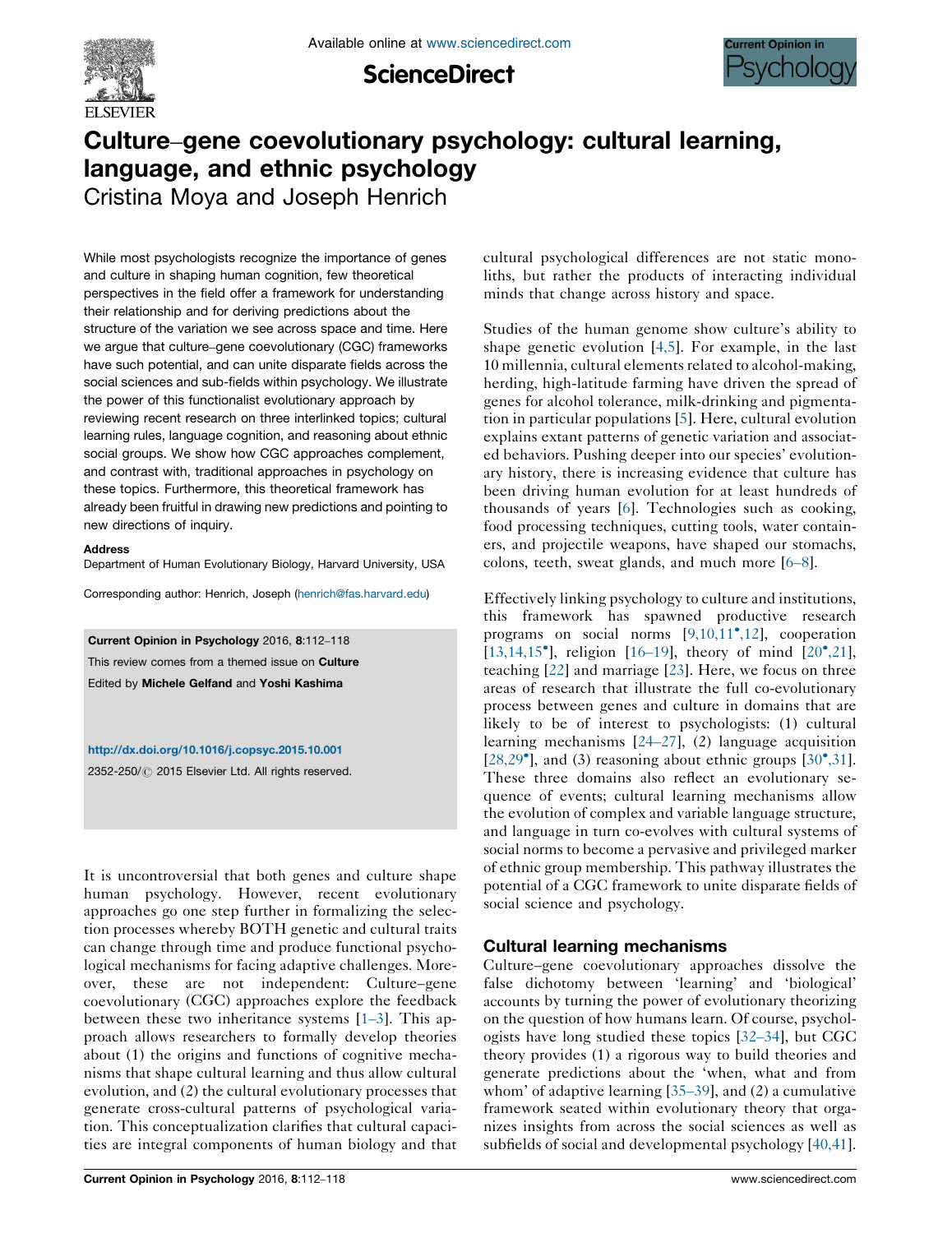# Culture–gene coevolutionary psychology: cultural learning, language, and ethnic psychology

Cristina Moya and Joseph Henrich

While most psychologists recognize the importance of genes and culture in shaping human cognition, few theoretical perspectives in the field offer a framework for understanding their relationship and for deriving predictions about the structure of the variation we see across space and time. Here we argue that culture–gene coevolutionary (CGC) frameworks have such potential, and can unite disparate fields across the social sciences and sub-fields within psychology. We illustrate the power of this functionalist evolutionary approach by reviewing recent research on three interlinked topics; cultural learning rules, language cognition, and reasoning about ethnic social groups. We show how CGC approaches complement, and contrast with, traditional approaches in psychology on these topics. Furthermore, this theoretical framework has already been fruitful in drawing new predictions and pointing to new directions of inquiry.

**Address**
Department of Human Evolutionary Biology, Harvard University, USA

Corresponding author: Henrich, Joseph (henrich@fas.harvard.edu)

**Current Opinion in Psychology** 2016, **8**:112–118

This review comes from a themed issue on **Culture**

Edited by **Michele Gelfand** and **Yoshi Kashima**

http://dx.doi.org/10.1016/j.copsyc.2015.10.001

2352-250/© 2015 Elsevier Ltd. All rights reserved.

It is uncontroversial that both genes and culture shape human psychology. However, recent evolutionary approaches go one step further in formalizing the selection processes whereby BOTH genetic and cultural traits can change through time and produce functional psychological mechanisms for facing adaptive challenges. Moreover, these are not independent: Culture–gene coevolutionary (CGC) approaches explore the feedback between these two inheritance systems [1–3]. This approach allows researchers to formally develop theories about (1) the origins and functions of cognitive mechanisms that shape cultural learning and thus allow cultural evolution, and (2) the cultural evolutionary processes that generate cross-cultural patterns of psychological variation. This conceptualization clarifies that cultural capacities are integral components of human biology and that cultural psychological differences are not static monoliths, but rather the products of interacting individual minds that change across history and space.

Studies of the human genome show culture's ability to shape genetic evolution [4,5]. For example, in the last 10 millennia, cultural elements related to alcohol-making, herding, high-latitude farming have driven the spread of genes for alcohol tolerance, milk-drinking and pigmentation in particular populations [5]. Here, cultural evolution explains extant patterns of genetic variation and associated behaviors. Pushing deeper into our species' evolutionary history, there is increasing evidence that culture has been driving human evolution for at least hundreds of thousands of years [6]. Technologies such as cooking, food processing techniques, cutting tools, water containers, and projectile weapons, have shaped our stomachs, colons, teeth, sweat glands, and much more [6–8].

Effectively linking psychology to culture and institutions, this framework has spawned productive research programs on social norms [9,10,11•,12], cooperation [13,14,15•], religion [16–19], theory of mind [20•,21], teaching [22] and marriage [23]. Here, we focus on three areas of research that illustrate the full co-evolutionary process between genes and culture in domains that are likely to be of interest to psychologists: (1) cultural learning mechanisms [24–27], (2) language acquisition [28,29•], and (3) reasoning about ethnic groups [30•,31]. These three domains also reflect an evolutionary sequence of events; cultural learning mechanisms allow the evolution of complex and variable language structure, and language in turn co-evolves with cultural systems of social norms to become a pervasive and privileged marker of ethnic group membership. This pathway illustrates the potential of a CGC framework to unite disparate fields of social science and psychology.

## Cultural learning mechanisms

Culture–gene coevolutionary approaches dissolve the false dichotomy between 'learning' and 'biological' accounts by turning the power of evolutionary theorizing on the question of how humans learn. Of course, psychologists have long studied these topics [32–34], but CGC theory provides (1) a rigorous way to build theories and generate predictions about the 'when, what and from whom' of adaptive learning [35–39], and (2) a cumulative framework seated within evolutionary theory that organizes insights from across the social sciences as well as subfields of social and developmental psychology [40,41].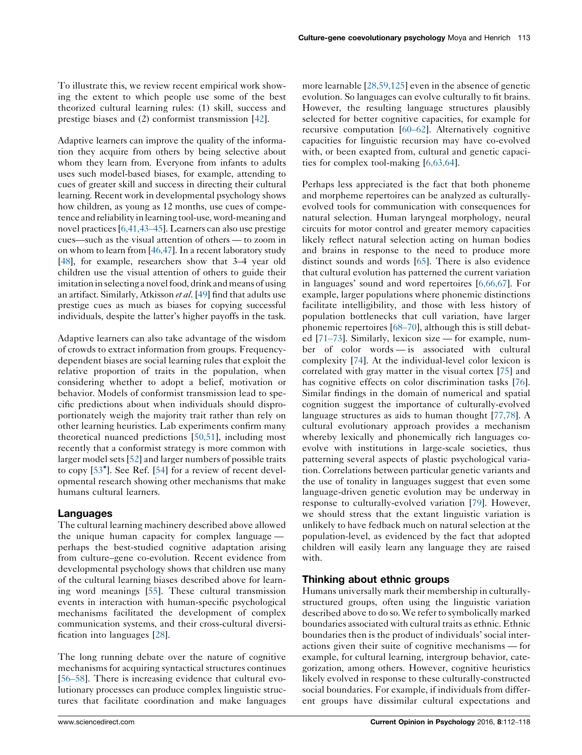To illustrate this, we review recent empirical work showing the extent to which people use some of the best theorized cultural learning rules: (1) skill, success and prestige biases and (2) conformist transmission [42].

Adaptive learners can improve the quality of the information they acquire from others by being selective about whom they learn from. Everyone from infants to adults uses such model-based biases, for example, attending to cues of greater skill and success in directing their cultural learning. Recent work in developmental psychology shows how children, as young as 12 months, use cues of competence and reliability in learning tool-use, word-meaning and novel practices [6,41,43–45]. Learners can also use prestige cues—such as the visual attention of others — to zoom in on whom to learn from [46,47]. In a recent laboratory study [48], for example, researchers show that 3–4 year old children use the visual attention of others to guide their imitation in selecting a novel food, drink and means of using an artifact. Similarly, Atkisson *et al.* [49] find that adults use prestige cues as much as biases for copying successful individuals, despite the latter's higher payoffs in the task.

Adaptive learners can also take advantage of the wisdom of crowds to extract information from groups. Frequency-dependent biases are social learning rules that exploit the relative proportion of traits in the population, when considering whether to adopt a belief, motivation or behavior. Models of conformist transmission lead to specific predictions about when individuals should disproportionately weigh the majority trait rather than rely on other learning heuristics. Lab experiments confirm many theoretical nuanced predictions [50,51], including most recently that a conformist strategy is more common with larger model sets [52] and larger numbers of possible traits to copy [53•]. See Ref. [54] for a review of recent developmental research showing other mechanisms that make humans cultural learners.

## Languages

The cultural learning machinery described above allowed the unique human capacity for complex language — perhaps the best-studied cognitive adaptation arising from culture–gene co-evolution. Recent evidence from developmental psychology shows that children use many of the cultural learning biases described above for learning word meanings [55]. These cultural transmission events in interaction with human-specific psychological mechanisms facilitated the development of complex communication systems, and their cross-cultural diversification into languages [28].

The long running debate over the nature of cognitive mechanisms for acquiring syntactical structures continues [56–58]. There is increasing evidence that cultural evolutionary processes can produce complex linguistic structures that facilitate coordination and make languages more learnable [28,59,125] even in the absence of genetic evolution. So languages can evolve culturally to fit brains. However, the resulting language structures plausibly selected for better cognitive capacities, for example for recursive computation [60–62]. Alternatively cognitive capacities for linguistic recursion may have co-evolved with, or been exapted from, cultural and genetic capacities for complex tool-making [6,63,64].

Perhaps less appreciated is the fact that both phoneme and morpheme repertoires can be analyzed as culturally-evolved tools for communication with consequences for natural selection. Human laryngeal morphology, neural circuits for motor control and greater memory capacities likely reflect natural selection acting on human bodies and brains in response to the need to produce more distinct sounds and words [65]. There is also evidence that cultural evolution has patterned the current variation in languages' sound and word repertoires [6,66,67]. For example, larger populations where phonemic distinctions facilitate intelligibility, and those with less history of population bottlenecks that cull variation, have larger phonemic repertoires [68–70], although this is still debated [71–73]. Similarly, lexicon size — for example, number of color words — is associated with cultural complexity [74]. At the individual-level color lexicon is correlated with gray matter in the visual cortex [75] and has cognitive effects on color discrimination tasks [76]. Similar findings in the domain of numerical and spatial cognition suggest the importance of culturally-evolved language structures as aids to human thought [77,78]. A cultural evolutionary approach provides a mechanism whereby lexically and phonemically rich languages co-evolve with institutions in large-scale societies, thus patterning several aspects of plastic psychological variation. Correlations between particular genetic variants and the use of tonality in languages suggest that even some language-driven genetic evolution may be underway in response to culturally-evolved variation [79]. However, we should stress that the extant linguistic variation is unlikely to have fedback much on natural selection at the population-level, as evidenced by the fact that adopted children will easily learn any language they are raised with.

## Thinking about ethnic groups

Humans universally mark their membership in culturally-structured groups, often using the linguistic variation described above to do so. We refer to symbolically marked boundaries associated with cultural traits as ethnic. Ethnic boundaries then is the product of individuals' social interactions given their suite of cognitive mechanisms — for example, for cultural learning, intergroup behavior, categorization, among others. However, cognitive heuristics likely evolved in response to these culturally-constructed social boundaries. For example, if individuals from different groups have dissimilar cultural expectations and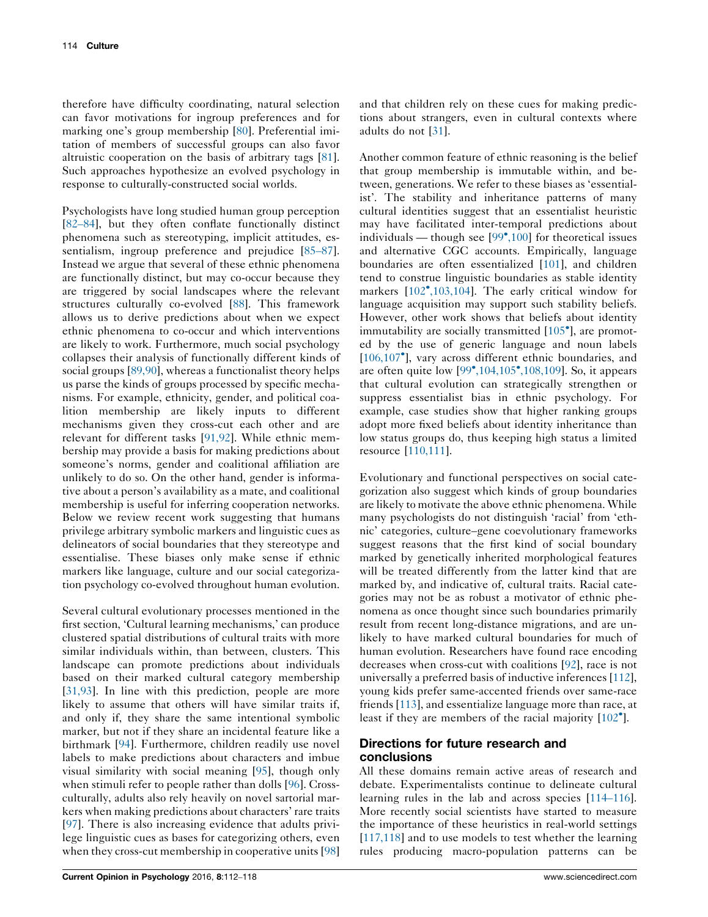therefore have difficulty coordinating, natural selection can favor motivations for ingroup preferences and for marking one's group membership [80]. Preferential imitation of members of successful groups can also favor altruistic cooperation on the basis of arbitrary tags [81]. Such approaches hypothesize an evolved psychology in response to culturally-constructed social worlds.

Psychologists have long studied human group perception [82–84], but they often conflate functionally distinct phenomena such as stereotyping, implicit attitudes, essentialism, ingroup preference and prejudice [85–87]. Instead we argue that several of these ethnic phenomena are functionally distinct, but may co-occur because they are triggered by social landscapes where the relevant structures culturally co-evolved [88]. This framework allows us to derive predictions about when we expect ethnic phenomena to co-occur and which interventions are likely to work. Furthermore, much social psychology collapses their analysis of functionally different kinds of social groups [89,90], whereas a functionalist theory helps us parse the kinds of groups processed by specific mechanisms. For example, ethnicity, gender, and political coalition membership are likely inputs to different mechanisms given they cross-cut each other and are relevant for different tasks [91,92]. While ethnic membership may provide a basis for making predictions about someone's norms, gender and coalitional affiliation are unlikely to do so. On the other hand, gender is informative about a person's availability as a mate, and coalitional membership is useful for inferring cooperation networks. Below we review recent work suggesting that humans privilege arbitrary symbolic markers and linguistic cues as delineators of social boundaries that they stereotype and essentialise. These biases only make sense if ethnic markers like language, culture and our social categorization psychology co-evolved throughout human evolution.

Several cultural evolutionary processes mentioned in the first section, 'Cultural learning mechanisms,' can produce clustered spatial distributions of cultural traits with more similar individuals within, than between, clusters. This landscape can promote predictions about individuals based on their marked cultural category membership [31,93]. In line with this prediction, people are more likely to assume that others will have similar traits if, and only if, they share the same intentional symbolic marker, but not if they share an incidental feature like a birthmark [94]. Furthermore, children readily use novel labels to make predictions about characters and imbue visual similarity with social meaning [95], though only when stimuli refer to people rather than dolls [96]. Cross-culturally, adults also rely heavily on novel sartorial markers when making predictions about characters' rare traits [97]. There is also increasing evidence that adults privilege linguistic cues as bases for categorizing others, even when they cross-cut membership in cooperative units [98] and that children rely on these cues for making predictions about strangers, even in cultural contexts where adults do not [31].

Another common feature of ethnic reasoning is the belief that group membership is immutable within, and between, generations. We refer to these biases as 'essentialist'. The stability and inheritance patterns of many cultural identities suggest that an essentialist heuristic may have facilitated inter-temporal predictions about individuals — though see [99•,100] for theoretical issues and alternative CGC accounts. Empirically, language boundaries are often essentialized [101], and children tend to construe linguistic boundaries as stable identity markers [102•,103,104]. The early critical window for language acquisition may support such stability beliefs. However, other work shows that beliefs about identity immutability are socially transmitted [105•], are promoted by the use of generic language and noun labels [106,107•], vary across different ethnic boundaries, and are often quite low [99•,104,105•,108,109]. So, it appears that cultural evolution can strategically strengthen or suppress essentialist bias in ethnic psychology. For example, case studies show that higher ranking groups adopt more fixed beliefs about identity inheritance than low status groups do, thus keeping high status a limited resource [110,111].

Evolutionary and functional perspectives on social categorization also suggest which kinds of group boundaries are likely to motivate the above ethnic phenomena. While many psychologists do not distinguish 'racial' from 'ethnic' categories, culture–gene coevolutionary frameworks suggest reasons that the first kind of social boundary marked by genetically inherited morphological features will be treated differently from the latter kind that are marked by, and indicative of, cultural traits. Racial categories may not be as robust a motivator of ethnic phenomena as once thought since such boundaries primarily result from recent long-distance migrations, and are unlikely to have marked cultural boundaries for much of human evolution. Researchers have found race encoding decreases when cross-cut with coalitions [92], race is not universally a preferred basis of inductive inferences [112], young kids prefer same-accented friends over same-race friends [113], and essentialize language more than race, at least if they are members of the racial majority [102•].

## Directions for future research and conclusions

All these domains remain active areas of research and debate. Experimentalists continue to delineate cultural learning rules in the lab and across species [114–116]. More recently social scientists have started to measure the importance of these heuristics in real-world settings [117,118] and to use models to test whether the learning rules producing macro-population patterns can be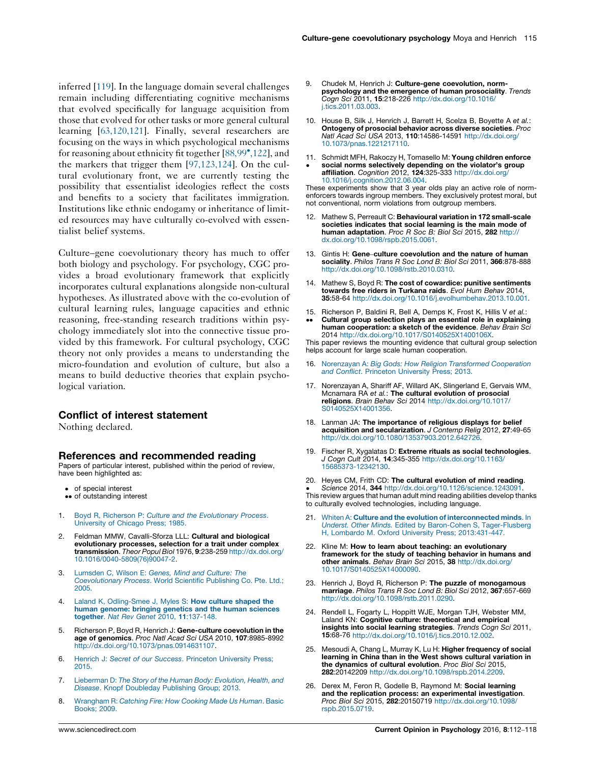inferred [119]. In the language domain several challenges remain including differentiating cognitive mechanisms that evolved specifically for language acquisition from those that evolved for other tasks or more general cultural learning [63,120,121]. Finally, several researchers are focusing on the ways in which psychological mechanisms for reasoning about ethnicity fit together [88,99•,122], and the markers that trigger them [97,123,124]. On the cultural evolutionary front, we are currently testing the possibility that essentialist ideologies reflect the costs and benefits to a society that facilitates immigration. Institutions like ethnic endogamy or inheritance of limited resources may have culturally co-evolved with essentialist belief systems.

Culture–gene coevolutionary theory has much to offer both biology and psychology. For psychology, CGC provides a broad evolutionary framework that explicitly incorporates cultural explanations alongside non-cultural hypotheses. As illustrated above with the co-evolution of cultural learning rules, language capacities and ethnic reasoning, free-standing research traditions within psychology immediately slot into the connective tissue provided by this framework. For cultural psychology, CGC theory not only provides a means to understanding the micro-foundation and evolution of culture, but also a means to build deductive theories that explain psychological variation.

## Conflict of interest statement

Nothing declared.

## References and recommended reading

Papers of particular interest, published within the period of review, have been highlighted as:

- • of special interest
- •• of outstanding interest

1. Boyd R, Richerson P: *Culture and the Evolutionary Process*. University of Chicago Press; 1985.

2. Feldman MMW, Cavalli-Sforza LLL: **Cultural and biological evolutionary processes, selection for a trait under complex transmission**. *Theor Popul Biol* 1976, **9**:238-259 http://dx.doi.org/10.1016/0040-5809(76)90047-2.

3. Lumsden C, Wilson E: *Genes, Mind and Culture: The Coevolutionary Process*. World Scientific Publishing Co. Pte. Ltd.; 2005.

4. Laland K, Odling-Smee J, Myles S: **How culture shaped the human genome: bringing genetics and the human sciences together**. *Nat Rev Genet* 2010, **11**:137-148.

5. Richerson P, Boyd R, Henrich J: **Gene-culture coevolution in the age of genomics**. *Proc Natl Acad Sci USA* 2010, **107**:8985-8992 http://dx.doi.org/10.1073/pnas.0914631107.

6. Henrich J: *Secret of our Success*. Princeton University Press; 2015.

7. Lieberman D: *The Story of the Human Body: Evolution, Health, and Disease*. Knopf Doubleday Publishing Group; 2013.

8. Wrangham R: *Catching Fire: How Cooking Made Us Human*. Basic Books; 2009.

9. Chudek M, Henrich J: **Culture-gene coevolution, norm-psychology and the emergence of human prosociality**. *Trends Cogn Sci* 2011, **15**:218-226 http://dx.doi.org/10.1016/j.tics.2011.03.003.

10. House B, Silk J, Henrich J, Barrett H, Scelza B, Boyette A *et al.*: **Ontogeny of prosocial behavior across diverse societies**. *Proc Natl Acad Sci USA* 2013, **110**:14586-14591 http://dx.doi.org/10.1073/pnas.1221217110.

11. • Schmidt MFH, Rakoczy H, Tomasello M: **Young children enforce social norms selectively depending on the violator's group affiliation**. *Cognition* 2012, **124**:325-333 http://dx.doi.org/10.1016/j.cognition.2012.06.004.
These experiments show that 3 year olds play an active role of norm-enforcers towards ingroup members. They exclusively protest moral, but not conventional, norm violations from outgroup members.

12. Mathew S, Perreault C: **Behavioural variation in 172 small-scale societies indicates that social learning is the main mode of human adaptation**. *Proc R Soc B: Biol Sci* 2015, **282** http://dx.doi.org/10.1098/rspb.2015.0061.

13. Gintis H: **Gene–culture coevolution and the nature of human sociality**. *Philos Trans R Soc Lond B: Biol Sci* 2011, **366**:878-888 http://dx.doi.org/10.1098/rstb.2010.0310.

14. Mathew S, Boyd R: **The cost of cowardice: punitive sentiments towards free riders in Turkana raids**. *Evol Hum Behav* 2014, **35**:58-64 http://dx.doi.org/10.1016/j.evolhumbehav.2013.10.001.

15. •• Richerson P, Baldini R, Bell A, Demps K, Frost K, Hillis V *et al.*: **Cultural group selection plays an essential role in explaining human cooperation: a sketch of the evidence**. *Behav Brain Sci* 2014 http://dx.doi.org/10.1017/S0140525X1400106X.
This paper reviews the mounting evidence that cultural group selection helps account for large scale human cooperation.

16. Norenzayan A: *Big Gods: How Religion Transformed Cooperation and Conflict*. Princeton University Press; 2013.

17. Norenzayan A, Shariff AF, Willard AK, Slingerland E, Gervais WM, Mcnamara RA *et al.*: **The cultural evolution of prosocial religions**. *Brain Behav Sci* 2014 http://dx.doi.org/10.1017/S0140525X14001356.

18. Lanman JA: **The importance of religious displays for belief acquisition and secularization**. *J Contemp Relig* 2012, **27**:49-65 http://dx.doi.org/10.1080/13537903.2012.642726.

19. Fischer R, Xygalatas D: **Extreme rituals as social technologies**. *J Cogn Cult* 2014, **14**:345-355 http://dx.doi.org/10.1163/15685373-12342130.

20. • Heyes CM, Frith CD: **The cultural evolution of mind reading**. *Science* 2014, **344** http://dx.doi.org/10.1126/science.1243091.
This review argues that human adult mind reading abilities develop thanks to culturally evolved technologies, including language.

21. Whiten A: **Culture and the evolution of interconnected minds**. In *Underst. Other Minds.* Edited by Baron-Cohen S, Tager-Flusberg H, Lombardo M. Oxford University Press; 2013:431-447.

22. Kline M: **How to learn about teaching: an evolutionary framework for the study of teaching behavior in humans and other animals**. *Behav Brain Sci* 2015, **38** http://dx.doi.org/10.1017/S0140525X14000090.

23. Henrich J, Boyd R, Richerson P: **The puzzle of monogamous marriage**. *Philos Trans R Soc Lond B: Biol Sci* 2012, **367**:657-669 http://dx.doi.org/10.1098/rstb.2011.0290.

24. Rendell L, Fogarty L, Hoppitt WJE, Morgan TJH, Webster MM, Laland KN: **Cognitive culture: theoretical and empirical insights into social learning strategies**. *Trends Cogn Sci* 2011, **15**:68-76 http://dx.doi.org/10.1016/j.tics.2010.12.002.

25. Mesoudi A, Chang L, Murray K, Lu H: **Higher frequency of social learning in China than in the West shows cultural variation in the dynamics of cultural evolution**. *Proc Biol Sci* 2015, **282**:20142209 http://dx.doi.org/10.1098/rspb.2014.2209.

26. Derex M, Feron R, Godelle B, Raymond M: **Social learning and the replication process: an experimental investigation**. *Proc Biol Sci* 2015, **282**:20150719 http://dx.doi.org/10.1098/rspb.2015.0719.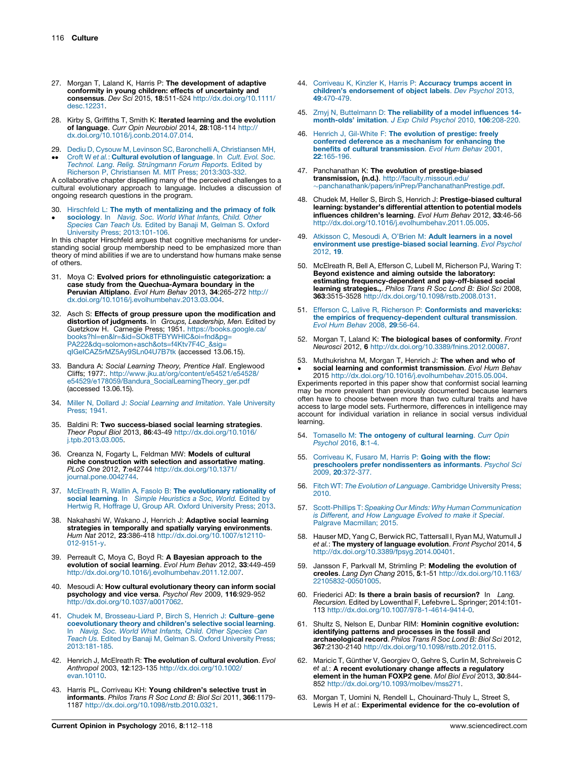27. Morgan T, Laland K, Harris P: **The development of adaptive conformity in young children: effects of uncertainty and consensus**. *Dev Sci* 2015, **18**:511-524 http://dx.doi.org/10.1111/desc.12231.

28. Kirby S, Griffiths T, Smith K: **Iterated learning and the evolution of language**. *Curr Opin Neurobiol* 2014, **28**:108-114 http://dx.doi.org/10.1016/j.conb.2014.07.014.

29. •• Dediu D, Cysouw M, Levinson SC, Baronchelli A, Christiansen MH, Croft W *et al.*: **Cultural evolution of language**. In *Cult. Evol. Soc. Technol. Lang. Relig. Strüngmann Forum Reports.* Edited by Richerson P, Christiansen M. MIT Press; 2013:303-332.

A collaborative chapter dispelling many of the perceived challenges to a cultural evolutionary approach to language. Includes a discussion of ongoing research questions in the program.

30. • Hirschfeld L: **The myth of mentalizing and the primacy of folk sociology**. In *Navig. Soc. World What Infants, Child. Other Species Can Teach Us.* Edited by Banaji M, Gelman S. Oxford University Press; 2013:101-106.

In this chapter Hirschfeld argues that cognitive mechanisms for understanding social group membership need to be emphasized more than theory of mind abilities if we are to understand how humans make sense of others.

31. Moya C: **Evolved priors for ethnolinguistic categorization: a case study from the Quechua-Aymara boundary in the Peruvian Altiplano**. *Evol Hum Behav* 2013, **34**:265-272 http://dx.doi.org/10.1016/j.evolhumbehav.2013.03.004.

32. Asch S: **Effects of group pressure upon the modification and distortion of judgments**. In *Groups, Leadership, Men.* Edited by Guetzkow H. Carnegie Press; 1951. https://books.google.ca/books?hl=en&lr=&id=SOk8TFBYWHIC&oi=fnd&pg=PA222&dq=solomon+asch&ots=f4Ktv7F4C_&sig=qIGeICAZ5rMZ5Ay9SLn04U7B7tk (accessed 13.06.15).

33. Bandura A: *Social Learning Theory, Prentice Hall*. Englewood Cliffs; 1977:. http://www.jku.at/org/content/e54521/e54528/e54529/e178059/Bandura_SocialLearningTheory_ger.pdf (accessed 13.06.15).

34. Miller N, Dollard J: *Social Learning and Imitation*. Yale University Press; 1941.

35. Baldini R: **Two success-biased social learning strategies**. *Theor Popul Biol* 2013, **86**:43-49 http://dx.doi.org/10.1016/j.tpb.2013.03.005.

36. Creanza N, Fogarty L, Feldman MW: **Models of cultural niche construction with selection and assortative mating**. *PLoS One* 2012, **7**:e42744 http://dx.doi.org/10.1371/journal.pone.0042744.

37. McElreath R, Wallin A, Fasolo B: **The evolutionary rationality of social learning**. In *Simple Heuristics a Soc, World.* Edited by Hertwig R, Hoffrage U, Group AR. Oxford University Press; 2013.

38. Nakahashi W, Wakano J, Henrich J: **Adaptive social learning strategies in temporally and spatially varying environments**. *Hum Nat* 2012, **23**:386-418 http://dx.doi.org/10.1007/s12110-012-9151-y.

39. Perreault C, Moya C, Boyd R: **A Bayesian approach to the evolution of social learning**. *Evol Hum Behav* 2012, **33**:449-459 http://dx.doi.org/10.1016/j.evolhumbehav.2011.12.007.

40. Mesoudi A: **How cultural evolutionary theory can inform social psychology and vice versa**. *Psychol Rev* 2009, **116**:929-952 http://dx.doi.org/10.1037/a0017062.

41. Chudek M, Brosseau-Liard P, Birch S, Henrich J: **Culture–gene coevolutionary theory and children's selective social learning**. In *Navig. Soc. World What Infants, Child. Other Species Can Teach Us.* Edited by Banaji M, Gelman S. Oxford University Press; 2013:181-185.

42. Henrich J, McElreath R: **The evolution of cultural evolution**. *Evol Anthropol* 2003, **12**:123-135 http://dx.doi.org/10.1002/evan.10110.

43. Harris PL, Corriveau KH: **Young children's selective trust in informants**. *Philos Trans R Soc Lond B: Biol Sci* 2011, **366**:1179-1187 http://dx.doi.org/10.1098/rstb.2010.0321.

44. Corriveau K, Kinzler K, Harris P: **Accuracy trumps accent in children's endorsement of object labels**. *Dev Psychol* 2013, **49**:470-479.

45. Zmyj N, Buttelmann D: **The reliability of a model influences 14-month-olds' imitation**. *J Exp Child Psychol* 2010, **106**:208-220.

46. Henrich J, Gil-White F: **The evolution of prestige: freely conferred deference as a mechanism for enhancing the benefits of cultural transmission**. *Evol Hum Behav* 2001, **22**:165-196.

47. Panchanathan K: **The evolution of prestige-biased transmission, (n.d.)**. http://faculty.missouri.edu/~panchanathank/papers/inPrep/PanchanathanPrestige.pdf.

48. Chudek M, Heller S, Birch S, Henrich J: **Prestige-biased cultural learning: bystander's differential attention to potential models influences children's learning**. *Evol Hum Behav* 2012, **33**:46-56 http://dx.doi.org/10.1016/j.evolhumbehav.2011.05.005.

49. Atkisson C, Mesoudi A, O'Brien M: **Adult learners in a novel environment use prestige-biased social learning**. *Evol Psychol* 2012, **19**.

50. McElreath R, Bell A, Efferson C, Lubell M, Richerson PJ, Waring T: **Beyond existence and aiming outside the laboratory: estimating frequency-dependent and pay-off-biased social learning strategies.**, *Philos Trans R Soc Lond B: Biol Sci* 2008, **363**:3515-3528 http://dx.doi.org/10.1098/rstb.2008.0131.

51. Efferson C, Lalive R, Richerson P: **Conformists and mavericks: the empirics of frequency-dependent cultural transmission**. *Evol Hum Behav* 2008, **29**:56-64.

52. Morgan T, Laland K: **The biological bases of conformity**. *Front Neurosci* 2012, **6** http://dx.doi.org/10.3389/fnins.2012.00087.

53. • Muthukrishna M, Morgan T, Henrich J: **The when and who of social learning and conformist transmission**. *Evol Hum Behav* 2015 http://dx.doi.org/10.1016/j.evolhumbehav.2015.05.004.

Experiments reported in this paper show that conformist social learning may be more prevalent than previously documented because learners often have to choose between more than two cultural traits and have access to large model sets. Furthermore, differences in intelligence may account for individual variation in reliance in social versus individual learning.

54. Tomasello M: **The ontogeny of cultural learning**. *Curr Opin Psychol* 2016, **8**:1-4.

55. Corriveau K, Fusaro M, Harris P: **Going with the flow: preschoolers prefer nondissenters as informants**. *Psychol Sci* 2009, **20**:372-377.

56. Fitch WT: *The Evolution of Language*. Cambridge University Press; 2010.

57. Scott-Phillips T: *Speaking Our Minds: Why Human Communication is Different, and How Language Evolved to make it Special*. Palgrave Macmillan; 2015.

58. Hauser MD, Yang C, Berwick RC, Tattersall I, Ryan MJ, Watumull J *et al.*: **The mystery of language evolution**. *Front Psychol* 2014, **5** http://dx.doi.org/10.3389/fpsyg.2014.00401.

59. Jansson F, Parkvall M, Strimling P: **Modeling the evolution of creoles**. *Lang Dyn Chang* 2015, **5**:1-51 http://dx.doi.org/10.1163/22105832-00501005.

60. Friederici AD: **Is there a brain basis of recursion?** In *Lang. Recursion.* Edited by Lowenthal F, Lefebvre L. Springer; 2014:101-113 http://dx.doi.org/10.1007/978-1-4614-9414-0.

61. Shultz S, Nelson E, Dunbar RIM: **Hominin cognitive evolution: identifying patterns and processes in the fossil and archaeological record**. *Philos Trans R Soc Lond B: Biol Sci* 2012, **367**:2130-2140 http://dx.doi.org/10.1098/rstb.2012.0115.

62. Maricic T, Günther V, Georgiev O, Gehre S, Curlin M, Schreiweis C *et al.*: **A recent evolutionary change affects a regulatory element in the human FOXP2 gene**. *Mol Biol Evol* 2013, **30**:844-852 http://dx.doi.org/10.1093/molbev/mss271.

63. Morgan T, Uomini N, Rendell L, Chouinard-Thuly L, Street S, Lewis H *et al.*: **Experimental evidence for the co-evolution of**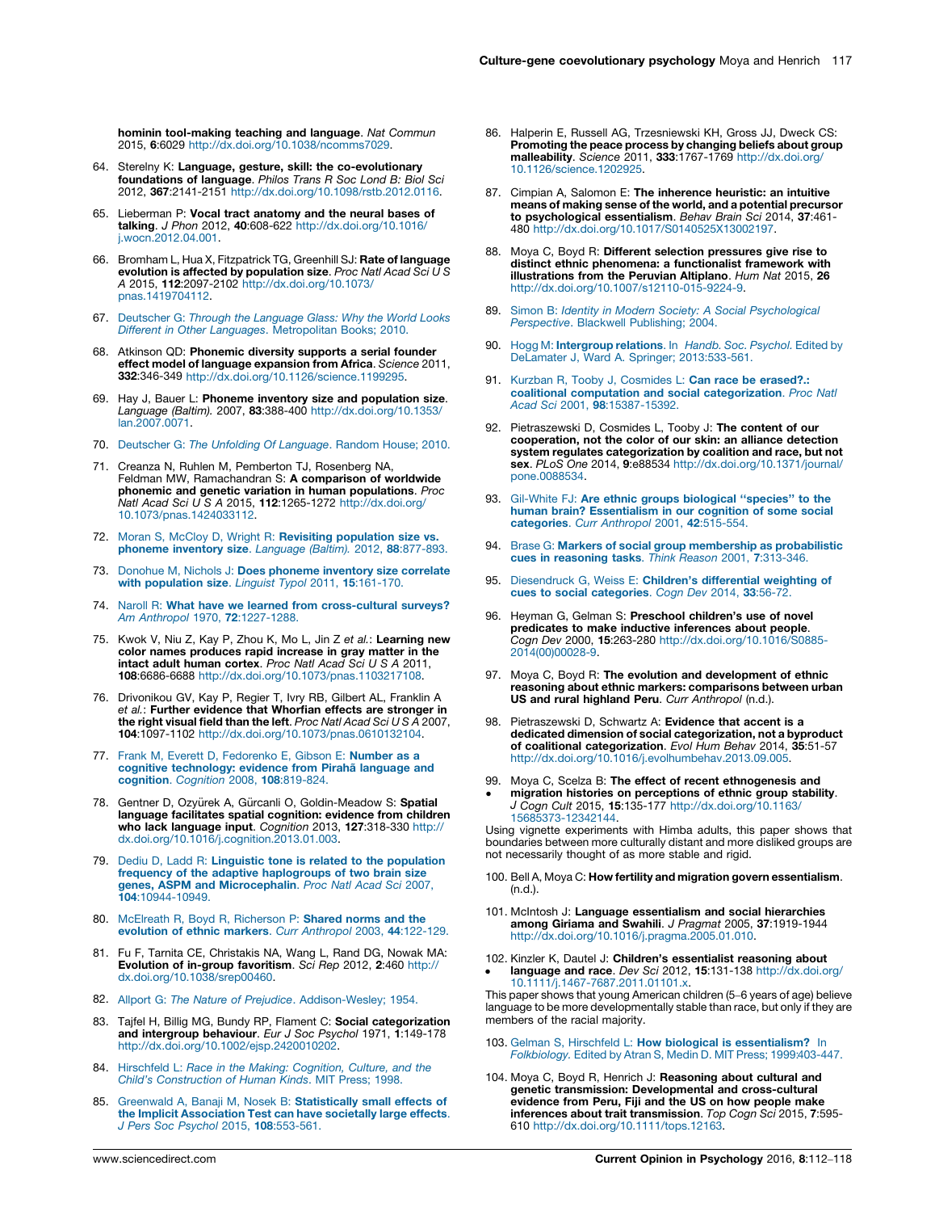**hominin tool-making teaching and language**. *Nat Commun* 2015, **6**:6029 http://dx.doi.org/10.1038/ncomms7029.

64. Sterelny K: **Language, gesture, skill: the co-evolutionary foundations of language**. *Philos Trans R Soc Lond B: Biol Sci* 2012, **367**:2141-2151 http://dx.doi.org/10.1098/rstb.2012.0116.

65. Lieberman P: **Vocal tract anatomy and the neural bases of talking**. *J Phon* 2012, **40**:608-622 http://dx.doi.org/10.1016/j.wocn.2012.04.001.

66. Bromham L, Hua X, Fitzpatrick TG, Greenhill SJ: **Rate of language evolution is affected by population size**. *Proc Natl Acad Sci U S A* 2015, **112**:2097-2102 http://dx.doi.org/10.1073/pnas.1419704112.

67. Deutscher G: *Through the Language Glass: Why the World Looks Different in Other Languages*. Metropolitan Books; 2010.

68. Atkinson QD: **Phonemic diversity supports a serial founder effect model of language expansion from Africa**. *Science* 2011, **332**:346-349 http://dx.doi.org/10.1126/science.1199295.

69. Hay J, Bauer L: **Phoneme inventory size and population size**. *Language (Baltim).* 2007, **83**:388-400 http://dx.doi.org/10.1353/lan.2007.0071.

70. Deutscher G: *The Unfolding Of Language*. Random House; 2010.

71. Creanza N, Ruhlen M, Pemberton TJ, Rosenberg NA, Feldman MW, Ramachandran S: **A comparison of worldwide phonemic and genetic variation in human populations**. *Proc Natl Acad Sci U S A* 2015, **112**:1265-1272 http://dx.doi.org/10.1073/pnas.1424033112.

72. Moran S, McCloy D, Wright R: **Revisiting population size vs. phoneme inventory size**. *Language (Baltim).* 2012, **88**:877-893.

73. Donohue M, Nichols J: **Does phoneme inventory size correlate with population size**. *Linguist Typol* 2011, **15**:161-170.

74. Naroll R: **What have we learned from cross-cultural surveys?** *Am Anthropol* 1970, **72**:1227-1288.

75. Kwok V, Niu Z, Kay P, Zhou K, Mo L, Jin Z *et al.*: **Learning new color names produces rapid increase in gray matter in the intact adult human cortex**. *Proc Natl Acad Sci U S A* 2011, **108**:6686-6688 http://dx.doi.org/10.1073/pnas.1103217108.

76. Drivonikou GV, Kay P, Regier T, Ivry RB, Gilbert AL, Franklin A *et al.*: **Further evidence that Whorfian effects are stronger in the right visual field than the left**. *Proc Natl Acad Sci U S A* 2007, **104**:1097-1102 http://dx.doi.org/10.1073/pnas.0610132104.

77. Frank M, Everett D, Fedorenko E, Gibson E: **Number as a cognitive technology: evidence from Pirahã language and cognition**. *Cognition* 2008, **108**:819-824.

78. Gentner D, Ozyürek A, Gürcanli O, Goldin-Meadow S: **Spatial language facilitates spatial cognition: evidence from children who lack language input**. *Cognition* 2013, **127**:318-330 http://dx.doi.org/10.1016/j.cognition.2013.01.003.

79. Dediu D, Ladd R: **Linguistic tone is related to the population frequency of the adaptive haplogroups of two brain size genes, ASPM and Microcephalin**. *Proc Natl Acad Sci* 2007, **104**:10944-10949.

80. McElreath R, Boyd R, Richerson P: **Shared norms and the evolution of ethnic markers**. *Curr Anthropol* 2003, **44**:122-129.

81. Fu F, Tarnita CE, Christakis NA, Wang L, Rand DG, Nowak MA: **Evolution of in-group favoritism**. *Sci Rep* 2012, **2**:460 http://dx.doi.org/10.1038/srep00460.

82. Allport G: *The Nature of Prejudice*. Addison-Wesley; 1954.

83. Tajfel H, Billig MG, Bundy RP, Flament C: **Social categorization and intergroup behaviour**. *Eur J Soc Psychol* 1971, **1**:149-178 http://dx.doi.org/10.1002/ejsp.2420010202.

84. Hirschfeld L: *Race in the Making: Cognition, Culture, and the Child's Construction of Human Kinds*. MIT Press; 1998.

85. Greenwald A, Banaji M, Nosek B: **Statistically small effects of the Implicit Association Test can have societally large effects**. *J Pers Soc Psychol* 2015, **108**:553-561.

86. Halperin E, Russell AG, Trzesniewski KH, Gross JJ, Dweck CS: **Promoting the peace process by changing beliefs about group malleability**. *Science* 2011, **333**:1767-1769 http://dx.doi.org/10.1126/science.1202925.

87. Cimpian A, Salomon E: **The inherence heuristic: an intuitive means of making sense of the world, and a potential precursor to psychological essentialism**. *Behav Brain Sci* 2014, **37**:461-480 http://dx.doi.org/10.1017/S0140525X13002197.

88. Moya C, Boyd R: **Different selection pressures give rise to distinct ethnic phenomena: a functionalist framework with illustrations from the Peruvian Altiplano**. *Hum Nat* 2015, **26** http://dx.doi.org/10.1007/s12110-015-9224-9.

89. Simon B: *Identity in Modern Society: A Social Psychological Perspective*. Blackwell Publishing; 2004.

90. Hogg M: **Intergroup relations**. In *Handb. Soc. Psychol.* Edited by DeLamater J, Ward A. Springer; 2013:533-561.

91. Kurzban R, Tooby J, Cosmides L: **Can race be erased?.: coalitional computation and social categorization**. *Proc Natl Acad Sci* 2001, **98**:15387-15392.

92. Pietraszewski D, Cosmides L, Tooby J: **The content of our cooperation, not the color of our skin: an alliance detection system regulates categorization by coalition and race, but not sex**. *PLoS One* 2014, **9**:e88534 http://dx.doi.org/10.1371/journal/pone.0088534.

93. Gil-White FJ: **Are ethnic groups biological "species" to the human brain? Essentialism in our cognition of some social categories**. *Curr Anthropol* 2001, **42**:515-554.

94. Brase G: **Markers of social group membership as probabilistic cues in reasoning tasks**. *Think Reason* 2001, **7**:313-346.

95. Diesendruck G, Weiss E: **Children's differential weighting of cues to social categories**. *Cogn Dev* 2014, **33**:56-72.

96. Heyman G, Gelman S: **Preschool children's use of novel predicates to make inductive inferences about people**. *Cogn Dev* 2000, **15**:263-280 http://dx.doi.org/10.1016/S0885-2014(00)00028-9.

97. Moya C, Boyd R: **The evolution and development of ethnic reasoning about ethnic markers: comparisons between urban US and rural highland Peru**. *Curr Anthropol* (n.d.).

98. Pietraszewski D, Schwartz A: **Evidence that accent is a dedicated dimension of social categorization, not a byproduct of coalitional categorization**. *Evol Hum Behav* 2014, **35**:51-57 http://dx.doi.org/10.1016/j.evolhumbehav.2013.09.005.

99. • Moya C, Scelza B: **The effect of recent ethnogenesis and migration histories on perceptions of ethnic group stability**. *J Cogn Cult* 2015, **15**:135-177 http://dx.doi.org/10.1163/15685373-12342144.

Using vignette experiments with Himba adults, this paper shows that boundaries between more culturally distant and more disliked groups are not necessarily thought of as more stable and rigid.

100. Bell A, Moya C: **How fertility and migration govern essentialism**. (n.d.).

101. McIntosh J: **Language essentialism and social hierarchies among Giriama and Swahili**. *J Pragmat* 2005, **37**:1919-1944 http://dx.doi.org/10.1016/j.pragma.2005.01.010.

102. • Kinzler K, Dautel J: **Children's essentialist reasoning about language and race**. *Dev Sci* 2012, **15**:131-138 http://dx.doi.org/10.1111/j.1467-7687.2011.01101.x.

This paper shows that young American children (5–6 years of age) believe language to be more developmentally stable than race, but only if they are members of the racial majority.

103. Gelman S, Hirschfeld L: **How biological is essentialism?** In *Folkbiology.* Edited by Atran S, Medin D. MIT Press; 1999:403-447.

104. Moya C, Boyd R, Henrich J: **Reasoning about cultural and genetic transmission: Developmental and cross-cultural evidence from Peru, Fiji and the US on how people make inferences about trait transmission**. *Top Cogn Sci* 2015, **7**:595-610 http://dx.doi.org/10.1111/tops.12163.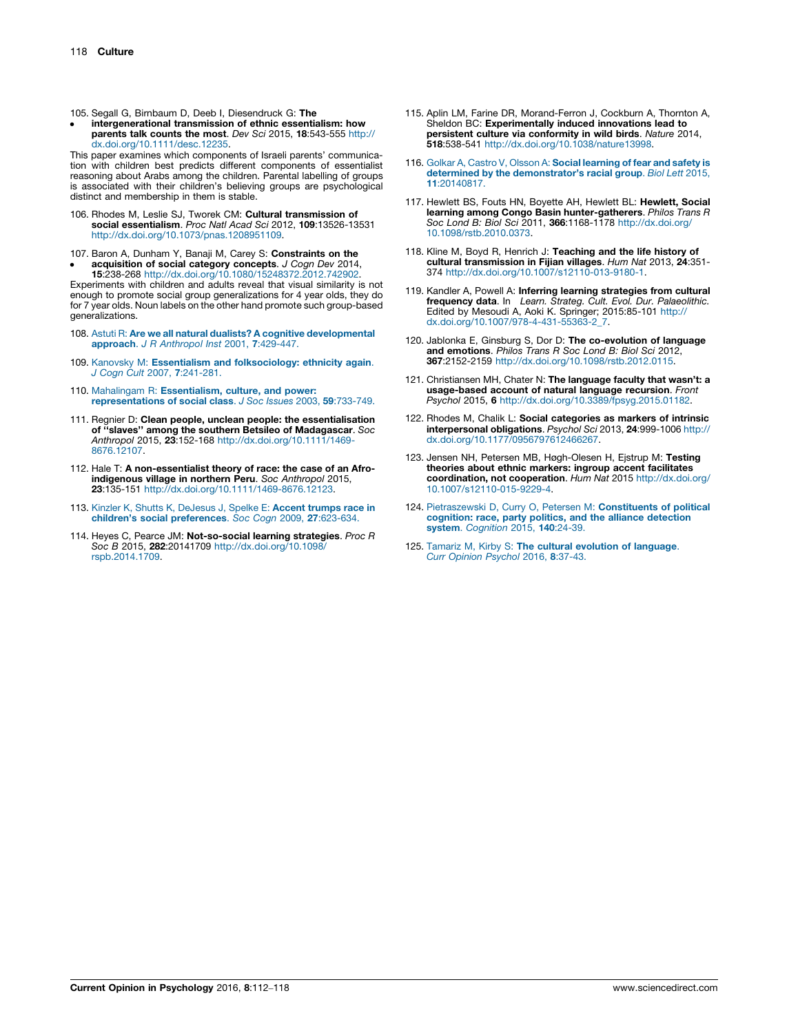105. Segall G, Birnbaum D, Deeb I, Diesendruck G: **The intergenerational transmission of ethnic essentialism: how parents talk counts the most**. *Dev Sci* 2015, **18**:543-555 http://dx.doi.org/10.1111/desc.12235.

•

This paper examines which components of Israeli parents' communication with children best predicts different components of essentialist reasoning about Arabs among the children. Parental labelling of groups is associated with their children's believing groups are psychological distinct and membership in them is stable.

106. Rhodes M, Leslie SJ, Tworek CM: **Cultural transmission of social essentialism**. *Proc Natl Acad Sci* 2012, **109**:13526-13531 http://dx.doi.org/10.1073/pnas.1208951109.

107. Baron A, Dunham Y, Banaji M, Carey S: **Constraints on the acquisition of social category concepts**. *J Cogn Dev* 2014, **15**:238-268 http://dx.doi.org/10.1080/15248372.2012.742902.

•

Experiments with children and adults reveal that visual similarity is not enough to promote social group generalizations for 4 year olds, they do for 7 year olds. Noun labels on the other hand promote such group-based generalizations.

108. Astuti R: **Are we all natural dualists? A cognitive developmental approach**. *J R Anthropol Inst* 2001, **7**:429-447.

109. Kanovsky M: **Essentialism and folksociology: ethnicity again**. *J Cogn Cult* 2007, **7**:241-281.

110. Mahalingam R: **Essentialism, culture, and power: representations of social class**. *J Soc Issues* 2003, **59**:733-749.

111. Regnier D: **Clean people, unclean people: the essentialisation of "slaves" among the southern Betsileo of Madagascar**. *Soc Anthropol* 2015, **23**:152-168 http://dx.doi.org/10.1111/1469-8676.12107.

112. Hale T: **A non-essentialist theory of race: the case of an Afro-indigenous village in northern Peru**. *Soc Anthropol* 2015, **23**:135-151 http://dx.doi.org/10.1111/1469-8676.12123.

113. Kinzler K, Shutts K, DeJesus J, Spelke E: **Accent trumps race in children's social preferences**. *Soc Cogn* 2009, **27**:623-634.

114. Heyes C, Pearce JM: **Not-so-social learning strategies**. *Proc R Soc B* 2015, **282**:20141709 http://dx.doi.org/10.1098/rspb.2014.1709.

115. Aplin LM, Farine DR, Morand-Ferron J, Cockburn A, Thornton A, Sheldon BC: **Experimentally induced innovations lead to persistent culture via conformity in wild birds**. *Nature* 2014, **518**:538-541 http://dx.doi.org/10.1038/nature13998.

116. Golkar A, Castro V, Olsson A: **Social learning of fear and safety is determined by the demonstrator's racial group**. *Biol Lett* 2015, **11**:20140817.

117. Hewlett BS, Fouts HN, Boyette AH, Hewlett BL: **Social learning among Congo Basin hunter-gatherers**. *Philos Trans R Soc Lond B: Biol Sci* 2011, **366**:1168-1178 http://dx.doi.org/10.1098/rstb.2010.0373.

118. Kline M, Boyd R, Henrich J: **Teaching and the life history of cultural transmission in Fijian villages**. *Hum Nat* 2013, **24**:351-374 http://dx.doi.org/10.1007/s12110-013-9180-1.

119. Kandler A, Powell A: **Inferring learning strategies from cultural frequency data**. In *Learn. Strateg. Cult. Evol. Dur. Palaeolithic.* Edited by Mesoudi A, Aoki K. Springer; 2015:85-101 http://dx.doi.org/10.1007/978-4-431-55363-2_7.

120. Jablonka E, Ginsburg S, Dor D: **The co-evolution of language and emotions**. *Philos Trans R Soc Lond B: Biol Sci* 2012, **367**:2152-2159 http://dx.doi.org/10.1098/rstb.2012.0115.

121. Christiansen MH, Chater N: **The language faculty that wasn't: a usage-based account of natural language recursion**. *Front Psychol* 2015, **6** http://dx.doi.org/10.3389/fpsyg.2015.01182.

122. Rhodes M, Chalik L: **Social categories as markers of intrinsic interpersonal obligations**. *Psychol Sci* 2013, **24**:999-1006 http://dx.doi.org/10.1177/0956797612466267.

123. Jensen NH, Petersen MB, Høgh-Olesen H, Ejstrup M: **Testing theories about ethnic markers: ingroup accent facilitates coordination, not cooperation**. *Hum Nat* 2015 http://dx.doi.org/10.1007/s12110-015-9229-4.

124. Pietraszewski D, Curry O, Petersen M: **Constituents of political cognition: race, party politics, and the alliance detection system**. *Cognition* 2015, **140**:24-39.

125. Tamariz M, Kirby S: **The cultural evolution of language**. *Curr Opinion Psychol* 2016, **8**:37-43.